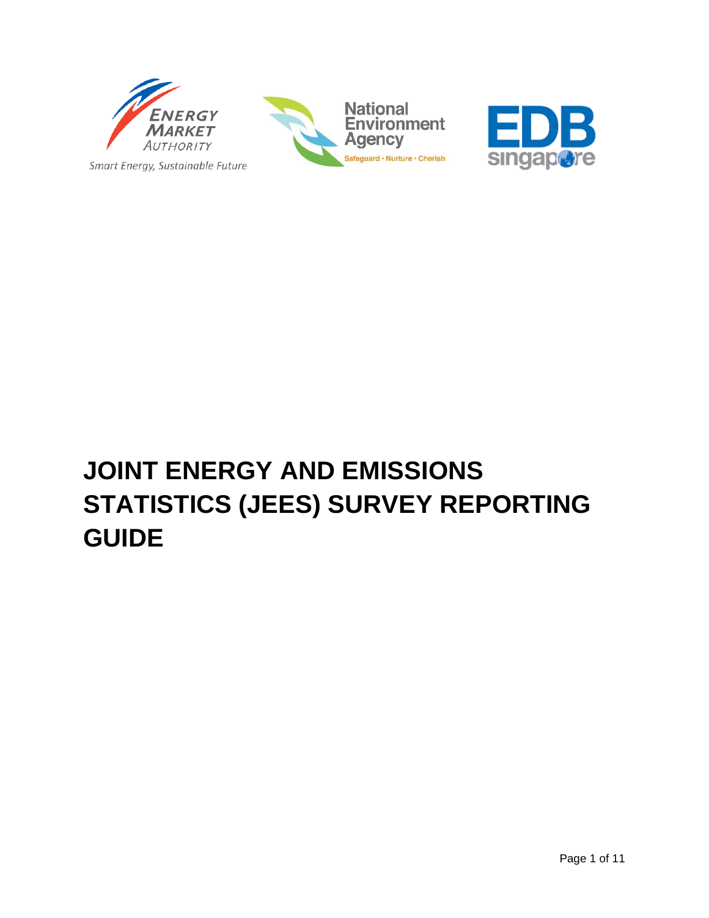ENERGY MARKET AUTHORITY

Smart Energy, Sustainable Future

National Environment Agency

Safeguard · Nurture · Cherish

EDB singapore

# JOINT ENERGY AND EMISSIONS STATISTICS (JEES) SURVEY REPORTING GUIDE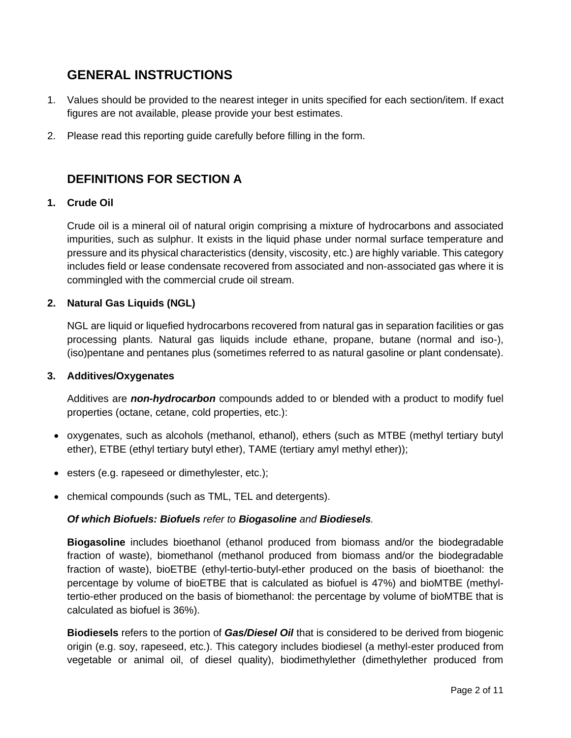## GENERAL INSTRUCTIONS

1. Values should be provided to the nearest integer in units specified for each section/item. If exact figures are not available, please provide your best estimates.
2. Please read this reporting guide carefully before filling in the form.

## DEFINITIONS FOR SECTION A

### 1. Crude Oil

Crude oil is a mineral oil of natural origin comprising a mixture of hydrocarbons and associated impurities, such as sulphur. It exists in the liquid phase under normal surface temperature and pressure and its physical characteristics (density, viscosity, etc.) are highly variable. This category includes field or lease condensate recovered from associated and non-associated gas where it is commingled with the commercial crude oil stream.

### 2. Natural Gas Liquids (NGL)

NGL are liquid or liquefied hydrocarbons recovered from natural gas in separation facilities or gas processing plants. Natural gas liquids include ethane, propane, butane (normal and iso-), (iso)pentane and pentanes plus (sometimes referred to as natural gasoline or plant condensate).

### 3. Additives/Oxygenates

Additives are ***non-hydrocarbon*** compounds added to or blended with a product to modify fuel properties (octane, cetane, cold properties, etc.):

- oxygenates, such as alcohols (methanol, ethanol), ethers (such as MTBE (methyl tertiary butyl ether), ETBE (ethyl tertiary butyl ether), TAME (tertiary amyl methyl ether));
- esters (e.g. rapeseed or dimethylester, etc.);
- chemical compounds (such as TML, TEL and detergents).

***Of which Biofuels: Biofuels** refer to **Biogasoline** and **Biodiesels**.*

**Biogasoline** includes bioethanol (ethanol produced from biomass and/or the biodegradable fraction of waste), biomethanol (methanol produced from biomass and/or the biodegradable fraction of waste), bioETBE (ethyl-tertio-butyl-ether produced on the basis of bioethanol: the percentage by volume of bioETBE that is calculated as biofuel is 47%) and bioMTBE (methyl-tertio-ether produced on the basis of biomethanol: the percentage by volume of bioMTBE that is calculated as biofuel is 36%).

**Biodiesels** refers to the portion of ***Gas/Diesel Oil*** that is considered to be derived from biogenic origin (e.g. soy, rapeseed, etc.). This category includes biodiesel (a methyl-ester produced from vegetable or animal oil, of diesel quality), biodimethylether (dimethylether produced from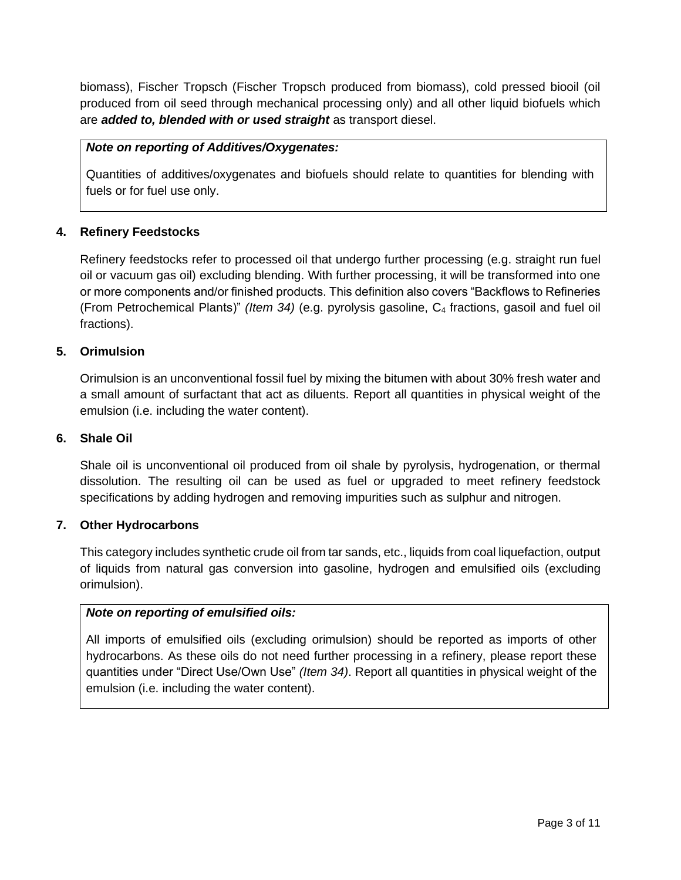biomass), Fischer Tropsch (Fischer Tropsch produced from biomass), cold pressed biooil (oil produced from oil seed through mechanical processing only) and all other liquid biofuels which are ***added to, blended with or used straight*** as transport diesel.

> ***Note on reporting of Additives/Oxygenates:***
>
> Quantities of additives/oxygenates and biofuels should relate to quantities for blending with fuels or for fuel use only.

### 4. Refinery Feedstocks

Refinery feedstocks refer to processed oil that undergo further processing (e.g. straight run fuel oil or vacuum gas oil) excluding blending. With further processing, it will be transformed into one or more components and/or finished products. This definition also covers "Backflows to Refineries (From Petrochemical Plants)" *(Item 34)* (e.g. pyrolysis gasoline, $C_4$ fractions, gasoil and fuel oil fractions).

### 5. Orimulsion

Orimulsion is an unconventional fossil fuel by mixing the bitumen with about 30% fresh water and a small amount of surfactant that act as diluents. Report all quantities in physical weight of the emulsion (i.e. including the water content).

### 6. Shale Oil

Shale oil is unconventional oil produced from oil shale by pyrolysis, hydrogenation, or thermal dissolution. The resulting oil can be used as fuel or upgraded to meet refinery feedstock specifications by adding hydrogen and removing impurities such as sulphur and nitrogen.

### 7. Other Hydrocarbons

This category includes synthetic crude oil from tar sands, etc., liquids from coal liquefaction, output of liquids from natural gas conversion into gasoline, hydrogen and emulsified oils (excluding orimulsion).

> ***Note on reporting of emulsified oils:***
>
> All imports of emulsified oils (excluding orimulsion) should be reported as imports of other hydrocarbons. As these oils do not need further processing in a refinery, please report these quantities under "Direct Use/Own Use" *(Item 34)*. Report all quantities in physical weight of the emulsion (i.e. including the water content).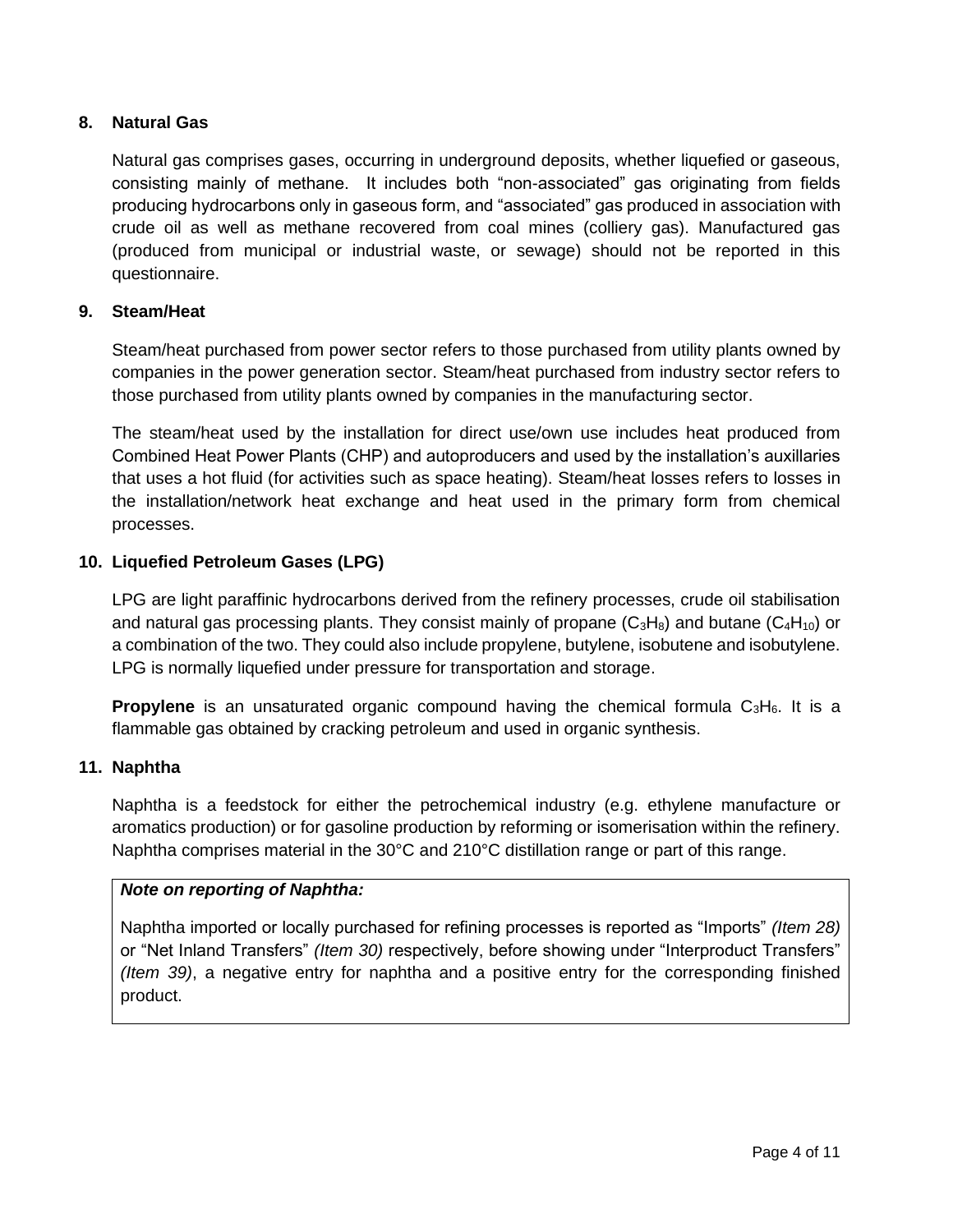## 8. Natural Gas

Natural gas comprises gases, occurring in underground deposits, whether liquefied or gaseous, consisting mainly of methane. It includes both "non-associated" gas originating from fields producing hydrocarbons only in gaseous form, and "associated" gas produced in association with crude oil as well as methane recovered from coal mines (colliery gas). Manufactured gas (produced from municipal or industrial waste, or sewage) should not be reported in this questionnaire.

## 9. Steam/Heat

Steam/heat purchased from power sector refers to those purchased from utility plants owned by companies in the power generation sector. Steam/heat purchased from industry sector refers to those purchased from utility plants owned by companies in the manufacturing sector.

The steam/heat used by the installation for direct use/own use includes heat produced from Combined Heat Power Plants (CHP) and autoproducers and used by the installation's auxillaries that uses a hot fluid (for activities such as space heating). Steam/heat losses refers to losses in the installation/network heat exchange and heat used in the primary form from chemical processes.

## 10. Liquefied Petroleum Gases (LPG)

LPG are light paraffinic hydrocarbons derived from the refinery processes, crude oil stabilisation and natural gas processing plants. They consist mainly of propane ($C_3H_8$) and butane ($C_4H_{10}$) or a combination of the two. They could also include propylene, butylene, isobutene and isobutylene. LPG is normally liquefied under pressure for transportation and storage.

**Propylene** is an unsaturated organic compound having the chemical formula $C_3H_6$. It is a flammable gas obtained by cracking petroleum and used in organic synthesis.

## 11. Naphtha

Naphtha is a feedstock for either the petrochemical industry (e.g. ethylene manufacture or aromatics production) or for gasoline production by reforming or isomerisation within the refinery. Naphtha comprises material in the 30°C and 210°C distillation range or part of this range.

> ***Note on reporting of Naphtha:***
>
> Naphtha imported or locally purchased for refining processes is reported as "Imports" *(Item 28)* or "Net Inland Transfers" *(Item 30)* respectively, before showing under "Interproduct Transfers" *(Item 39)*, a negative entry for naphtha and a positive entry for the corresponding finished product.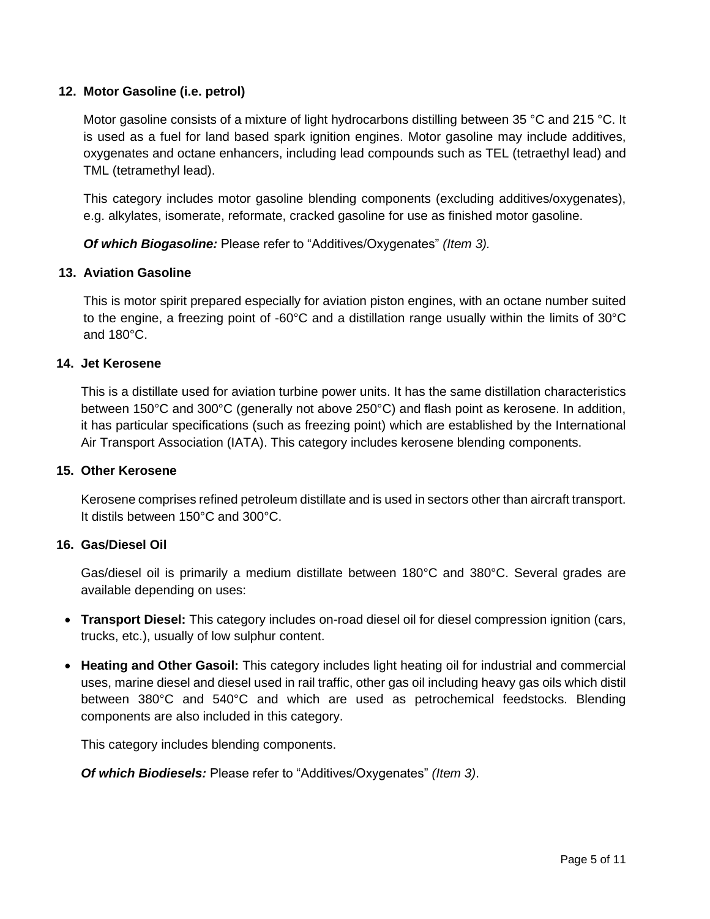### 12. Motor Gasoline (i.e. petrol)

Motor gasoline consists of a mixture of light hydrocarbons distilling between 35 °C and 215 °C. It is used as a fuel for land based spark ignition engines. Motor gasoline may include additives, oxygenates and octane enhancers, including lead compounds such as TEL (tetraethyl lead) and TML (tetramethyl lead).

This category includes motor gasoline blending components (excluding additives/oxygenates), e.g. alkylates, isomerate, reformate, cracked gasoline for use as finished motor gasoline.

***Of which Biogasoline:*** Please refer to "Additives/Oxygenates" *(Item 3).*

### 13. Aviation Gasoline

This is motor spirit prepared especially for aviation piston engines, with an octane number suited to the engine, a freezing point of -60°C and a distillation range usually within the limits of 30°C and 180°C.

### 14. Jet Kerosene

This is a distillate used for aviation turbine power units. It has the same distillation characteristics between 150°C and 300°C (generally not above 250°C) and flash point as kerosene. In addition, it has particular specifications (such as freezing point) which are established by the International Air Transport Association (IATA). This category includes kerosene blending components.

### 15. Other Kerosene

Kerosene comprises refined petroleum distillate and is used in sectors other than aircraft transport. It distils between 150°C and 300°C.

### 16. Gas/Diesel Oil

Gas/diesel oil is primarily a medium distillate between 180°C and 380°C. Several grades are available depending on uses:

- **Transport Diesel:** This category includes on-road diesel oil for diesel compression ignition (cars, trucks, etc.), usually of low sulphur content.
- **Heating and Other Gasoil:** This category includes light heating oil for industrial and commercial uses, marine diesel and diesel used in rail traffic, other gas oil including heavy gas oils which distil between 380°C and 540°C and which are used as petrochemical feedstocks. Blending components are also included in this category.

This category includes blending components.

***Of which Biodiesels:*** Please refer to "Additives/Oxygenates" *(Item 3)*.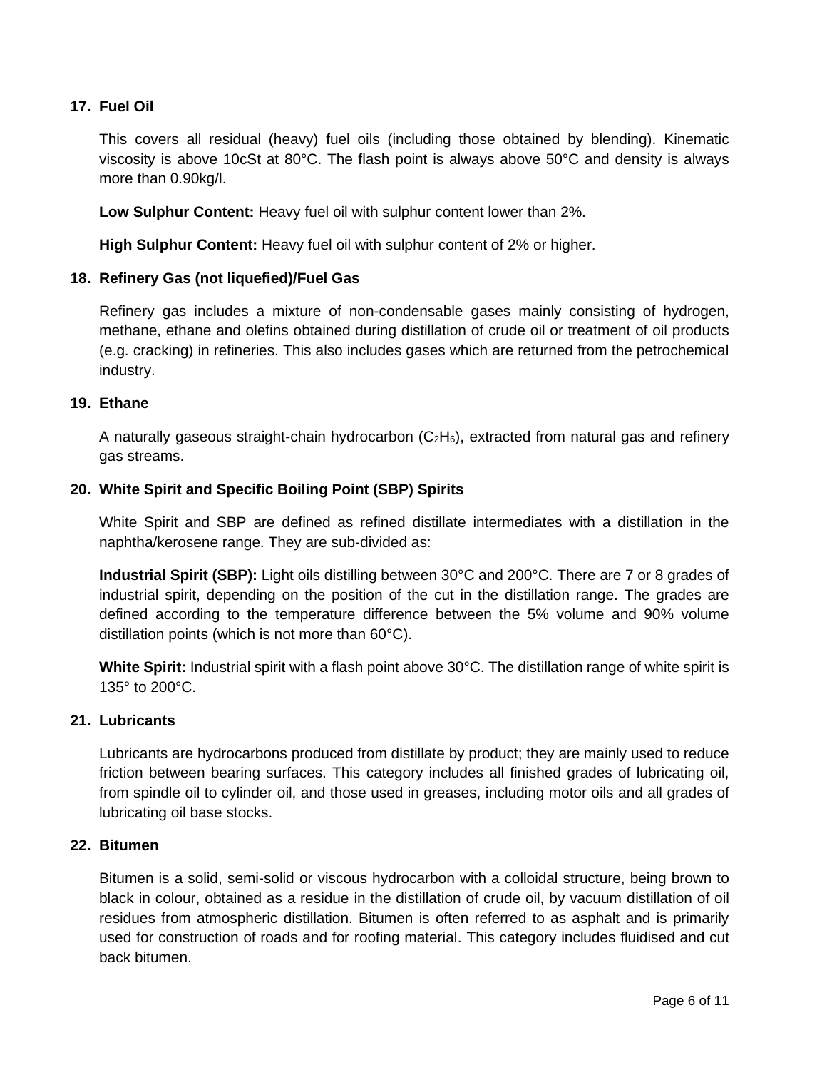### 17. Fuel Oil

This covers all residual (heavy) fuel oils (including those obtained by blending). Kinematic viscosity is above 10cSt at 80°C. The flash point is always above 50°C and density is always more than 0.90kg/l.

**Low Sulphur Content:** Heavy fuel oil with sulphur content lower than 2%.

**High Sulphur Content:** Heavy fuel oil with sulphur content of 2% or higher.

### 18. Refinery Gas (not liquefied)/Fuel Gas

Refinery gas includes a mixture of non-condensable gases mainly consisting of hydrogen, methane, ethane and olefins obtained during distillation of crude oil or treatment of oil products (e.g. cracking) in refineries. This also includes gases which are returned from the petrochemical industry.

### 19. Ethane

A naturally gaseous straight-chain hydrocarbon ($C_2H_6$), extracted from natural gas and refinery gas streams.

### 20. White Spirit and Specific Boiling Point (SBP) Spirits

White Spirit and SBP are defined as refined distillate intermediates with a distillation in the naphtha/kerosene range. They are sub-divided as:

**Industrial Spirit (SBP):** Light oils distilling between 30°C and 200°C. There are 7 or 8 grades of industrial spirit, depending on the position of the cut in the distillation range. The grades are defined according to the temperature difference between the 5% volume and 90% volume distillation points (which is not more than 60°C).

**White Spirit:** Industrial spirit with a flash point above 30°C. The distillation range of white spirit is 135° to 200°C.

### 21. Lubricants

Lubricants are hydrocarbons produced from distillate by product; they are mainly used to reduce friction between bearing surfaces. This category includes all finished grades of lubricating oil, from spindle oil to cylinder oil, and those used in greases, including motor oils and all grades of lubricating oil base stocks.

### 22. Bitumen

Bitumen is a solid, semi-solid or viscous hydrocarbon with a colloidal structure, being brown to black in colour, obtained as a residue in the distillation of crude oil, by vacuum distillation of oil residues from atmospheric distillation. Bitumen is often referred to as asphalt and is primarily used for construction of roads and for roofing material. This category includes fluidised and cut back bitumen.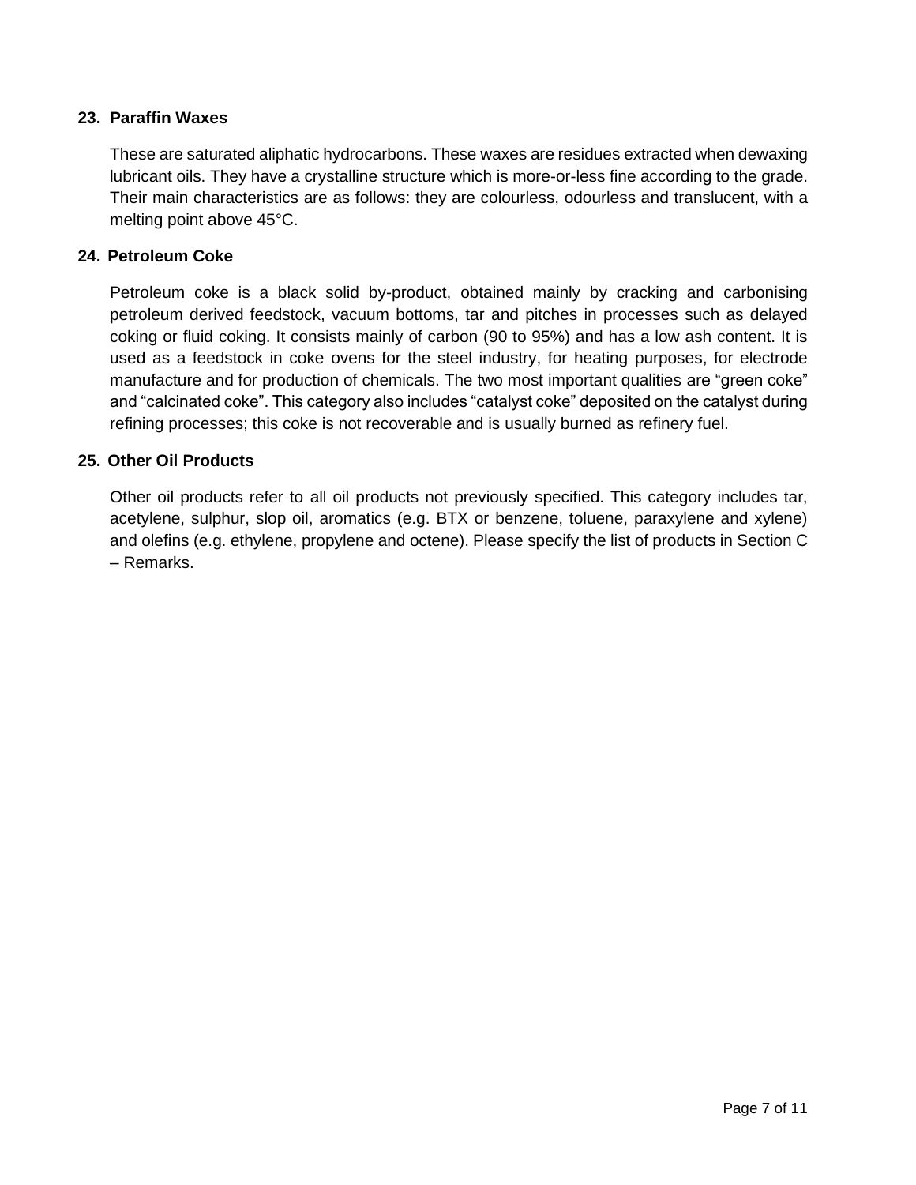### 23. Paraffin Waxes

These are saturated aliphatic hydrocarbons. These waxes are residues extracted when dewaxing lubricant oils. They have a crystalline structure which is more-or-less fine according to the grade. Their main characteristics are as follows: they are colourless, odourless and translucent, with a melting point above 45°C.

### 24. Petroleum Coke

Petroleum coke is a black solid by-product, obtained mainly by cracking and carbonising petroleum derived feedstock, vacuum bottoms, tar and pitches in processes such as delayed coking or fluid coking. It consists mainly of carbon (90 to 95%) and has a low ash content. It is used as a feedstock in coke ovens for the steel industry, for heating purposes, for electrode manufacture and for production of chemicals. The two most important qualities are "green coke" and "calcinated coke". This category also includes "catalyst coke" deposited on the catalyst during refining processes; this coke is not recoverable and is usually burned as refinery fuel.

### 25. Other Oil Products

Other oil products refer to all oil products not previously specified. This category includes tar, acetylene, sulphur, slop oil, aromatics (e.g. BTX or benzene, toluene, paraxylene and xylene) and olefins (e.g. ethylene, propylene and octene). Please specify the list of products in Section C – Remarks.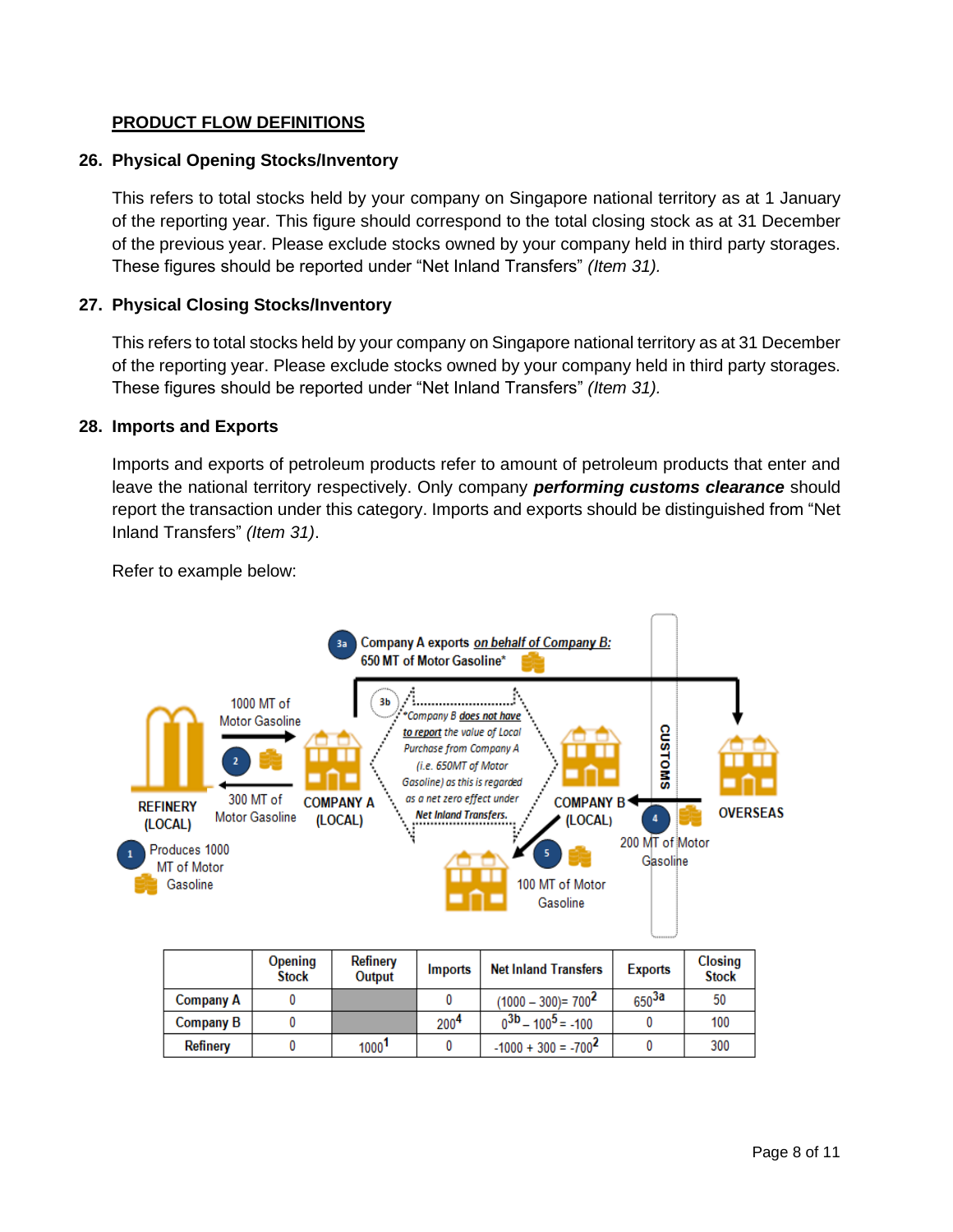## PRODUCT FLOW DEFINITIONS

### 26. Physical Opening Stocks/Inventory

This refers to total stocks held by your company on Singapore national territory as at 1 January of the reporting year. This figure should correspond to the total closing stock as at 31 December of the previous year. Please exclude stocks owned by your company held in third party storages. These figures should be reported under "Net Inland Transfers" *(Item 31).*

### 27. Physical Closing Stocks/Inventory

This refers to total stocks held by your company on Singapore national territory as at 31 December of the reporting year. Please exclude stocks owned by your company held in third party storages. These figures should be reported under "Net Inland Transfers" *(Item 31).*

### 28. Imports and Exports

Imports and exports of petroleum products refer to amount of petroleum products that enter and leave the national territory respectively. Only company ***performing customs clearance*** should report the transaction under this category. Imports and exports should be distinguished from "Net Inland Transfers" *(Item 31)*.

Refer to example below:

3a Company A exports on behalf of Company B: 650 MT of Motor Gasoline*

3b *Company B does not have to report the value of Local Purchase from Company A (i.e. 650MT of Motor Gasoline) as this is regarded as a net zero effect under Net Inland Transfers.

1000 MT of Motor Gasoline

2

300 MT of Motor Gasoline

REFINERY (LOCAL)

COMPANY A (LOCAL)

COMPANY B (LOCAL)

CUSTOMS

OVERSEAS

1 Produces 1000 MT of Motor Gasoline

4 200 MT of Motor Gasoline

5 100 MT of Motor Gasoline

| | Opening Stock | Refinery Output | Imports | Net Inland Transfers | Exports | Closing Stock |
|---|---|---|---|---|---|---|
| Company A | 0 | | 0 | (1000 – 300)= 700[2] | 650[3a] | 50 |
| Company B | 0 | | 200[4] | 0[3b] – 100[5] = -100 | 0 | 100 |
| Refinery | 0 | 1000[1] | 0 | -1000 + 300 = -700[2] | 0 | 300 |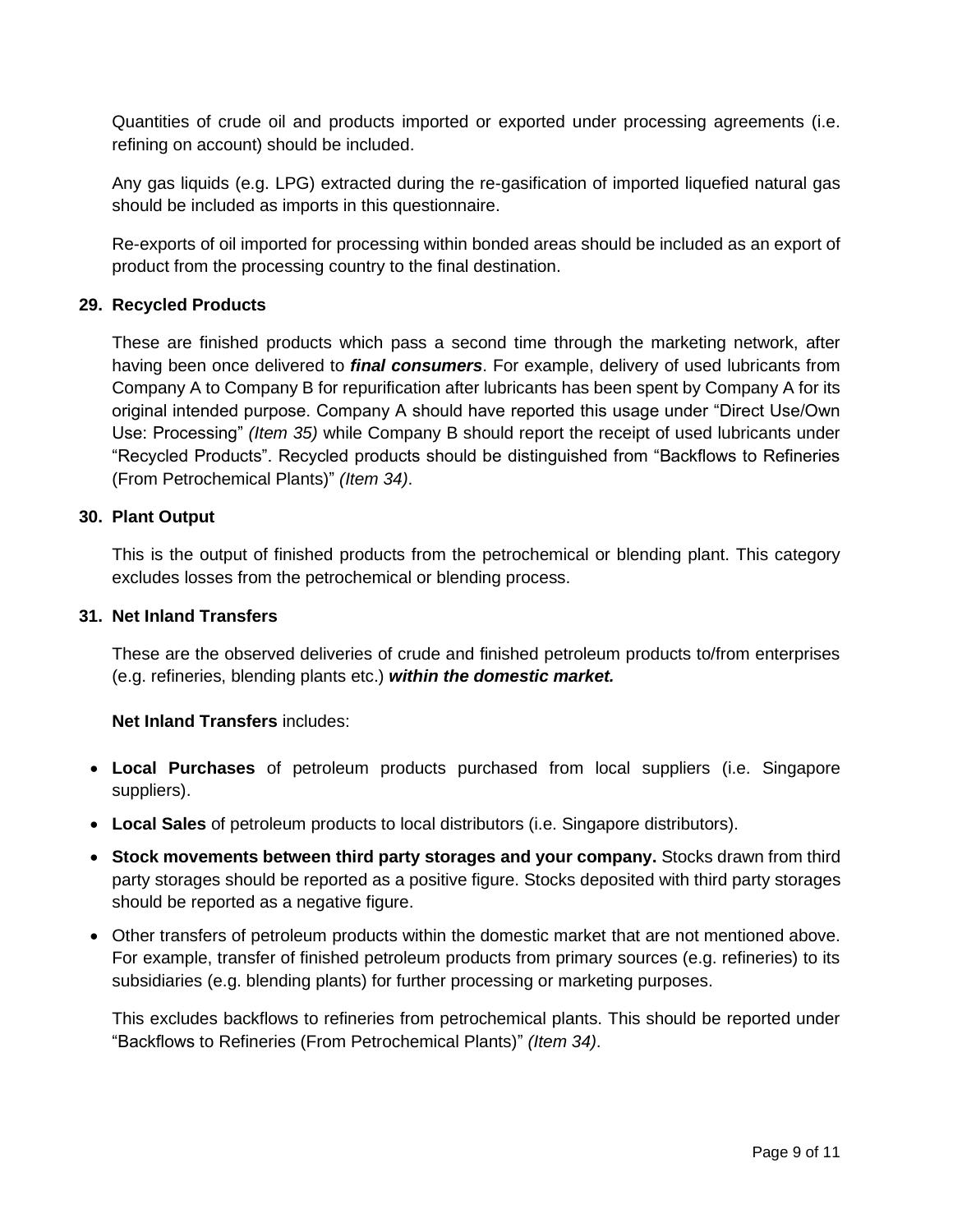Quantities of crude oil and products imported or exported under processing agreements (i.e. refining on account) should be included.

Any gas liquids (e.g. LPG) extracted during the re-gasification of imported liquefied natural gas should be included as imports in this questionnaire.

Re-exports of oil imported for processing within bonded areas should be included as an export of product from the processing country to the final destination.

### 29. Recycled Products

These are finished products which pass a second time through the marketing network, after having been once delivered to ***final consumers***. For example, delivery of used lubricants from Company A to Company B for repurification after lubricants has been spent by Company A for its original intended purpose. Company A should have reported this usage under "Direct Use/Own Use: Processing" *(Item 35)* while Company B should report the receipt of used lubricants under "Recycled Products". Recycled products should be distinguished from "Backflows to Refineries (From Petrochemical Plants)" *(Item 34)*.

### 30. Plant Output

This is the output of finished products from the petrochemical or blending plant. This category excludes losses from the petrochemical or blending process.

### 31. Net Inland Transfers

These are the observed deliveries of crude and finished petroleum products to/from enterprises (e.g. refineries, blending plants etc.) ***within the domestic market.***

**Net Inland Transfers** includes:

- **Local Purchases** of petroleum products purchased from local suppliers (i.e. Singapore suppliers).
- **Local Sales** of petroleum products to local distributors (i.e. Singapore distributors).
- **Stock movements between third party storages and your company.** Stocks drawn from third party storages should be reported as a positive figure. Stocks deposited with third party storages should be reported as a negative figure.
- Other transfers of petroleum products within the domestic market that are not mentioned above. For example, transfer of finished petroleum products from primary sources (e.g. refineries) to its subsidiaries (e.g. blending plants) for further processing or marketing purposes.

This excludes backflows to refineries from petrochemical plants. This should be reported under "Backflows to Refineries (From Petrochemical Plants)" *(Item 34)*.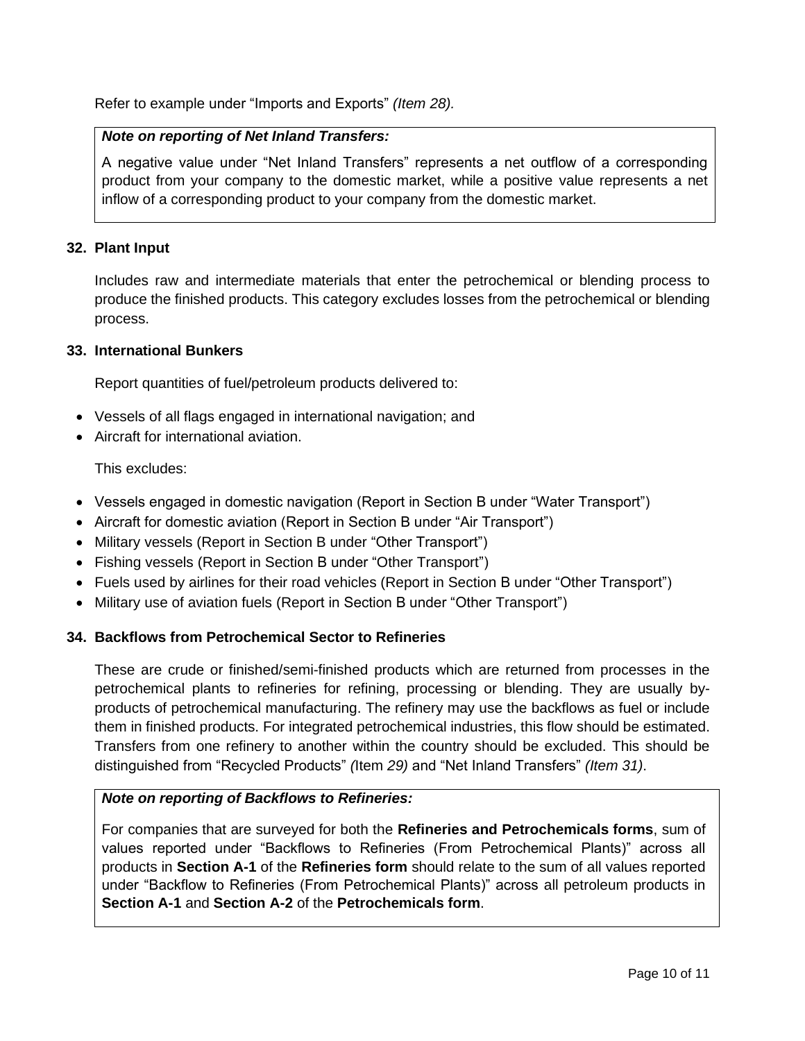Refer to example under “Imports and Exports” *(Item 28).*

***Note on reporting of Net Inland Transfers:***

A negative value under “Net Inland Transfers” represents a net outflow of a corresponding product from your company to the domestic market, while a positive value represents a net inflow of a corresponding product to your company from the domestic market.

### 32. Plant Input

Includes raw and intermediate materials that enter the petrochemical or blending process to produce the finished products. This category excludes losses from the petrochemical or blending process.

### 33. International Bunkers

Report quantities of fuel/petroleum products delivered to:

- Vessels of all flags engaged in international navigation; and
- Aircraft for international aviation.

This excludes:

- Vessels engaged in domestic navigation (Report in Section B under “Water Transport”)
- Aircraft for domestic aviation (Report in Section B under “Air Transport”)
- Military vessels (Report in Section B under “Other Transport”)
- Fishing vessels (Report in Section B under “Other Transport”)
- Fuels used by airlines for their road vehicles (Report in Section B under “Other Transport”)
- Military use of aviation fuels (Report in Section B under “Other Transport”)

### 34. Backflows from Petrochemical Sector to Refineries

These are crude or finished/semi-finished products which are returned from processes in the petrochemical plants to refineries for refining, processing or blending. They are usually by-products of petrochemical manufacturing. The refinery may use the backflows as fuel or include them in finished products. For integrated petrochemical industries, this flow should be estimated. Transfers from one refinery to another within the country should be excluded. This should be distinguished from “Recycled Products” *(*Item *29)* and “Net Inland Transfers” *(Item 31)*.

***Note on reporting of Backflows to Refineries:***

For companies that are surveyed for both the **Refineries and Petrochemicals forms**, sum of values reported under “Backflows to Refineries (From Petrochemical Plants)” across all products in **Section A-1** of the **Refineries form** should relate to the sum of all values reported under “Backflow to Refineries (From Petrochemical Plants)” across all petroleum products in **Section A-1** and **Section A-2** of the **Petrochemicals form**.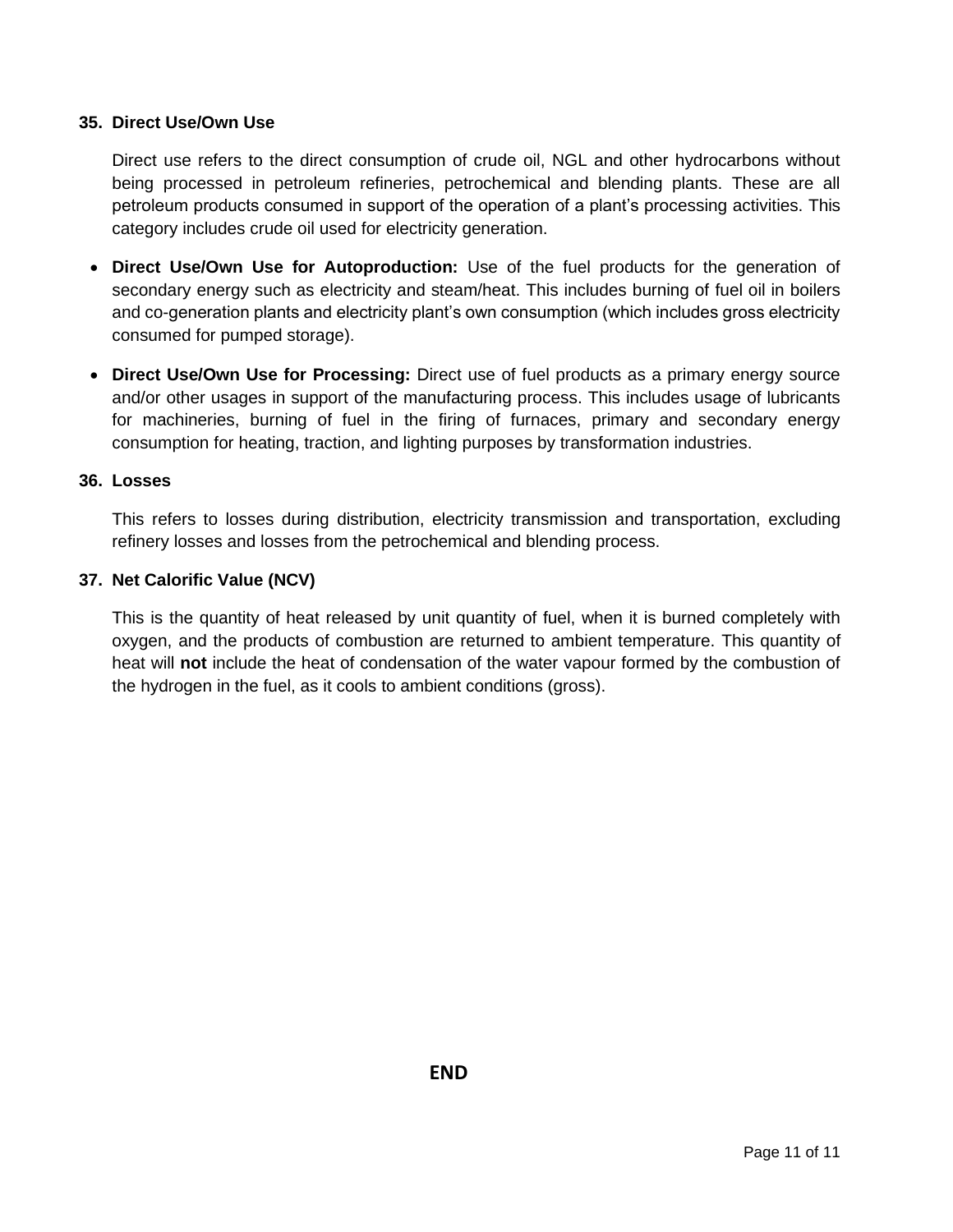**35. Direct Use/Own Use**

Direct use refers to the direct consumption of crude oil, NGL and other hydrocarbons without being processed in petroleum refineries, petrochemical and blending plants. These are all petroleum products consumed in support of the operation of a plant's processing activities. This category includes crude oil used for electricity generation.

- **Direct Use/Own Use for Autoproduction:** Use of the fuel products for the generation of secondary energy such as electricity and steam/heat. This includes burning of fuel oil in boilers and co-generation plants and electricity plant's own consumption (which includes gross electricity consumed for pumped storage).
- **Direct Use/Own Use for Processing:** Direct use of fuel products as a primary energy source and/or other usages in support of the manufacturing process. This includes usage of lubricants for machineries, burning of fuel in the firing of furnaces, primary and secondary energy consumption for heating, traction, and lighting purposes by transformation industries.

**36. Losses**

This refers to losses during distribution, electricity transmission and transportation, excluding refinery losses and losses from the petrochemical and blending process.

**37. Net Calorific Value (NCV)**

This is the quantity of heat released by unit quantity of fuel, when it is burned completely with oxygen, and the products of combustion are returned to ambient temperature. This quantity of heat will **not** include the heat of condensation of the water vapour formed by the combustion of the hydrogen in the fuel, as it cools to ambient conditions (gross).

**END**